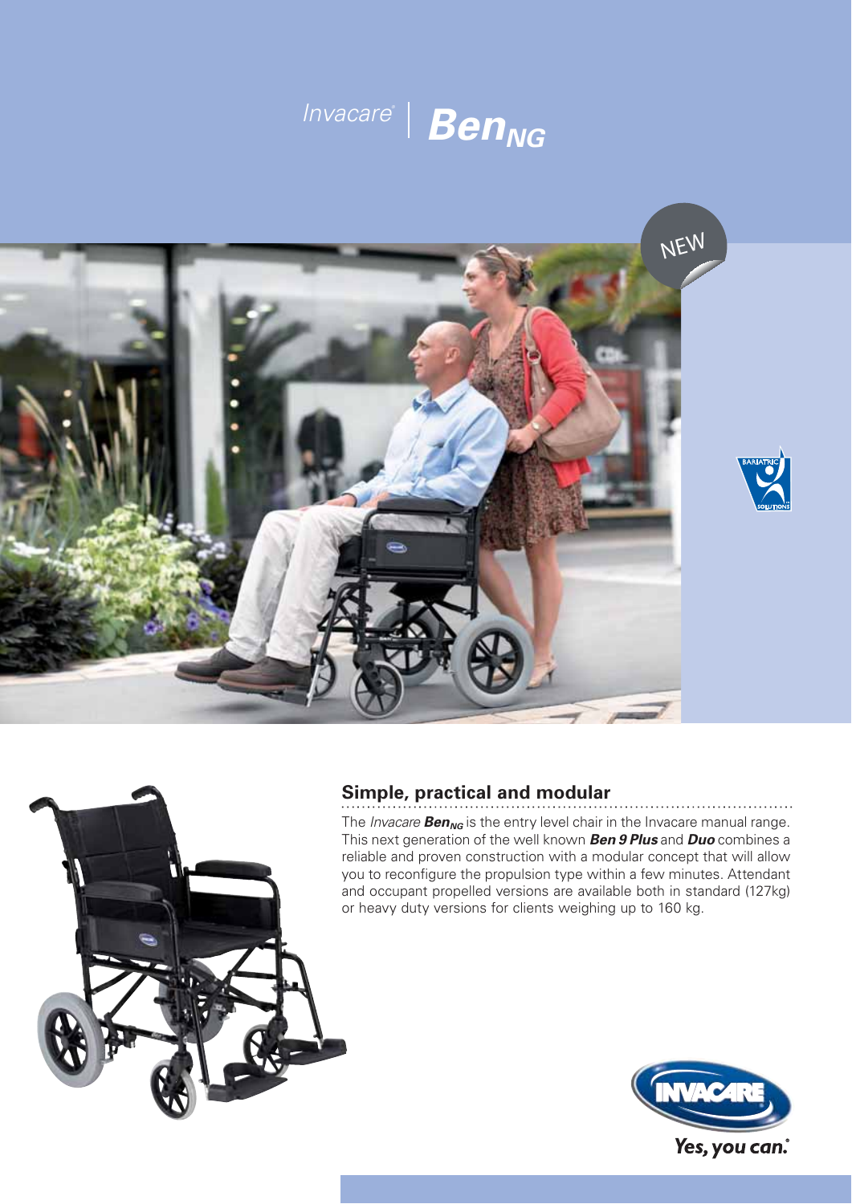# Invacare® | $Ben_{NG}$

NEW

## Simple, practical and modular

The *Invacare* ***$Ben_{NG}$*** is the entry level chair in the Invacare manual range. This next generation of the well known ***Ben 9 Plus*** and ***Duo*** combines a reliable and proven construction with a modular concept that will allow you to reconfigure the propulsion type within a few minutes. Attendant and occupant propelled versions are available both in standard (127kg) or heavy duty versions for clients weighing up to 160 kg.

Yes, you can.®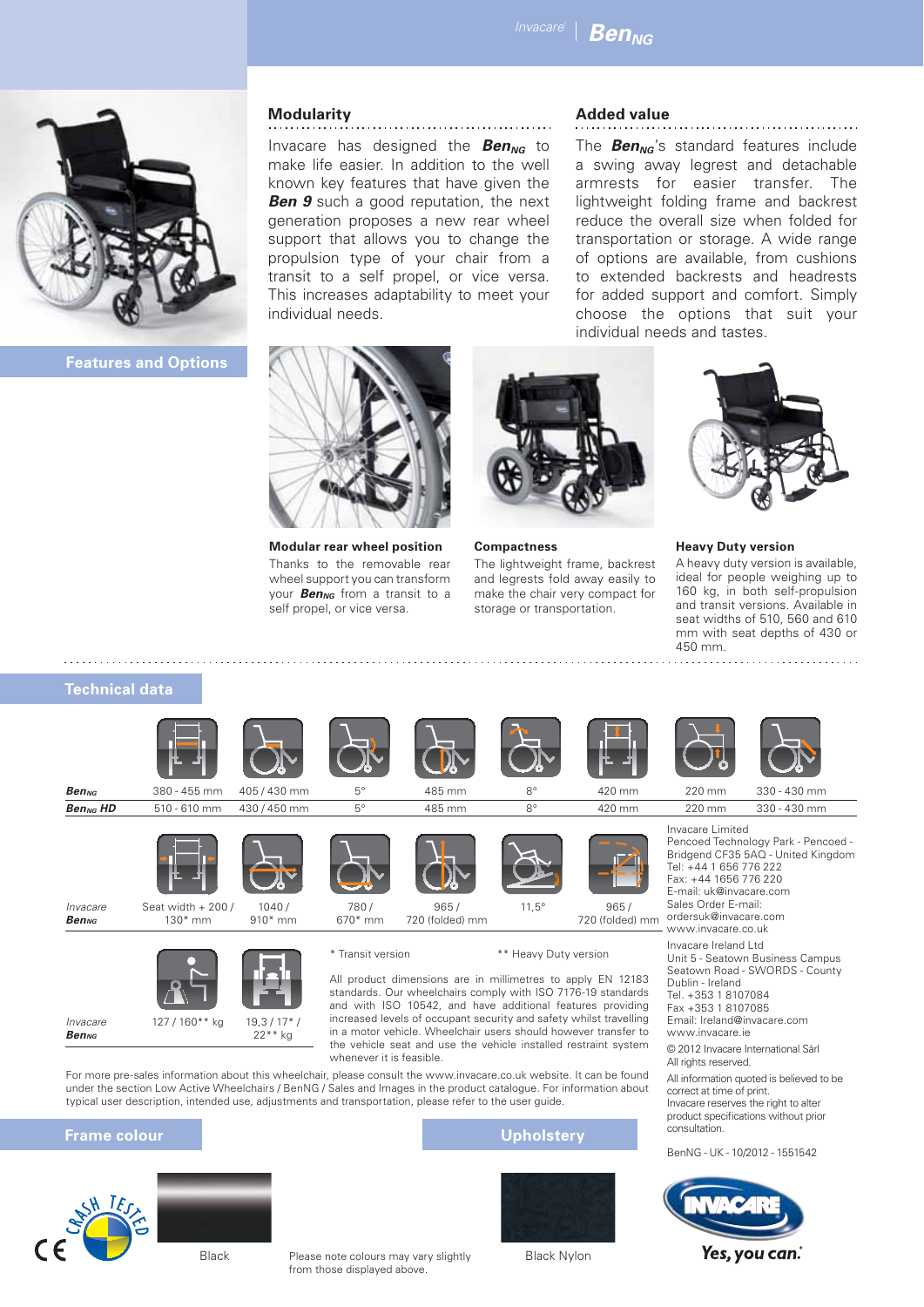## Modularity

Invacare has designed the ***Ben$_{NG}$*** to make life easier. In addition to the well known key features that have given the ***Ben 9*** such a good reputation, the next generation proposes a new rear wheel support that allows you to change the propulsion type of your chair from a transit to a self propel, or vice versa. This increases adaptability to meet your individual needs.

## Added value

The ***Ben$_{NG}$***'s standard features include a swing away legrest and detachable armrests for easier transfer. The lightweight folding frame and backrest reduce the overall size when folded for transportation or storage. A wide range of options are available, from cushions to extended backrests and headrests for added support and comfort. Simply choose the options that suit your individual needs and tastes.

## Features and Options

**Modular rear wheel position**

Thanks to the removable rear wheel support you can transform your ***Ben$_{NG}$*** from a transit to a self propel, or vice versa.

**Compactness**

The lightweight frame, backrest and legrests fold away easily to make the chair very compact for storage or transportation.

**Heavy Duty version**

A heavy duty version is available, ideal for people weighing up to 160 kg, in both self-propulsion and transit versions. Available in seat widths of 510, 560 and 610 mm with seat depths of 430 or 450 mm.

## Technical data

| | | | | | | | | |
|---|---|---|---|---|---|---|---|---|
| ***Ben$_{NG}$*** | 380 - 455 mm | 405 / 430 mm | 5° | 485 mm | 8° | 420 mm | 220 mm | 330 - 430 mm |
| ***Ben$_{NG}$ HD*** | 510 - 610 mm | 430 / 450 mm | 5° | 485 mm | 8° | 420 mm | 220 mm | 330 - 430 mm |

| | | | | | | |
|---|---|---|---|---|---|---|
| Invacare ***Ben$_{NG}$*** | Seat width + 200 / 130* mm | 1040 / 910* mm | 780 / 670* mm | 965 / 720 (folded) mm | 11,5° | 965 / 720 (folded) mm |

| | | |
|---|---|---|
| Invacare ***Ben$_{NG}$*** | 127 / 160** kg | 19,3 / 17* / 22** kg |

\* Transit version

\** Heavy Duty version

All product dimensions are in millimetres to apply EN 12183 standards. Our wheelchairs comply with ISO 7176-19 standards and with ISO 10542, and have additional features providing increased levels of occupant security and safety whilst travelling in a motor vehicle. Wheelchair users should however transfer to the vehicle seat and use the vehicle installed restraint system whenever it is feasible.

For more pre-sales information about this wheelchair, please consult the www.invacare.co.uk website. It can be found under the section Low Active Wheelchairs / BenNG / Sales and Images in the product catalogue. For information about typical user description, intended use, adjustments and transportation, please refer to the user guide.

Invacare Limited
Pencoed Technology Park - Pencoed - Bridgend CF35 5AQ - United Kingdom
Tel: +44 1 656 776 222
Fax: +44 1656 776 220
E-mail: uk@invacare.com
Sales Order E-mail: ordersuk@invacare.com
www.invacare.co.uk

Invacare Ireland Ltd
Unit 5 - Seatown Business Campus
Seatown Road - SWORDS - County Dublin - Ireland
Tel. +353 1 8107084
Fax +353 1 8107085
Email: Ireland@invacare.com
www.invacare.ie

© 2012 Invacare International Sàrl
All rights reserved.

All information quoted is believed to be correct at time of print.
Invacare reserves the right to alter product specifications without prior consultation.

BenNG - UK - 10/2012 - 1551542

## Frame colour

Black

Please note colours may vary slightly from those displayed above.

## Upholstery

Black Nylon

Yes, you can.